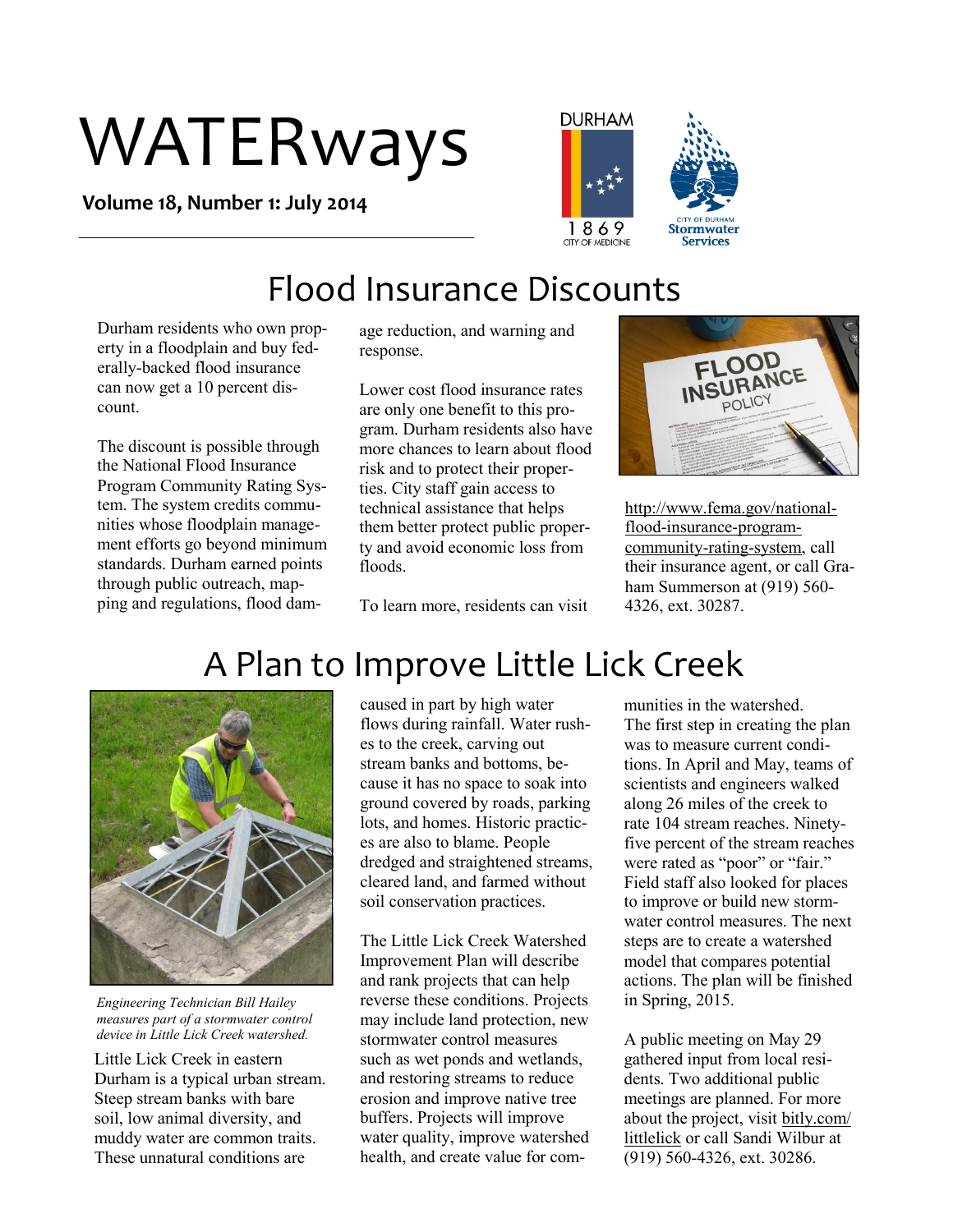# WATERways

**Volume 18, Number 1: July 2014**

## Flood Insurance Discounts

Durham residents who own property in a floodplain and buy federally-backed flood insurance can now get a 10 percent discount.

The discount is possible through the National Flood Insurance Program Community Rating System. The system credits communities whose floodplain management efforts go beyond minimum standards. Durham earned points through public outreach, mapping and regulations, flood damage reduction, and warning and response.

Lower cost flood insurance rates are only one benefit to this program. Durham residents also have more chances to learn about flood risk and to protect their properties. City staff gain access to technical assistance that helps them better protect public property and avoid economic loss from floods.

To learn more, residents can visit http://www.fema.gov/national-flood-insurance-program-community-rating-system, call their insurance agent, or call Graham Summerson at (919) 560-4326, ext. 30287.

## A Plan to Improve Little Lick Creek

*Engineering Technician Bill Hailey measures part of a stormwater control device in Little Lick Creek watershed.*

Little Lick Creek in eastern Durham is a typical urban stream. Steep stream banks with bare soil, low animal diversity, and muddy water are common traits. These unnatural conditions are caused in part by high water flows during rainfall. Water rushes to the creek, carving out stream banks and bottoms, because it has no space to soak into ground covered by roads, parking lots, and homes. Historic practices are also to blame. People dredged and straightened streams, cleared land, and farmed without soil conservation practices.

The Little Lick Creek Watershed Improvement Plan will describe and rank projects that can help reverse these conditions. Projects may include land protection, new stormwater control measures such as wet ponds and wetlands, and restoring streams to reduce erosion and improve native tree buffers. Projects will improve water quality, improve watershed health, and create value for communities in the watershed.

The first step in creating the plan was to measure current conditions. In April and May, teams of scientists and engineers walked along 26 miles of the creek to rate 104 stream reaches. Ninety-five percent of the stream reaches were rated as "poor" or "fair." Field staff also looked for places to improve or build new stormwater control measures. The next steps are to create a watershed model that compares potential actions. The plan will be finished in Spring, 2015.

A public meeting on May 29 gathered input from local residents. Two additional public meetings are planned. For more about the project, visit bitly.com/littlelick or call Sandi Wilbur at (919) 560-4326, ext. 30286.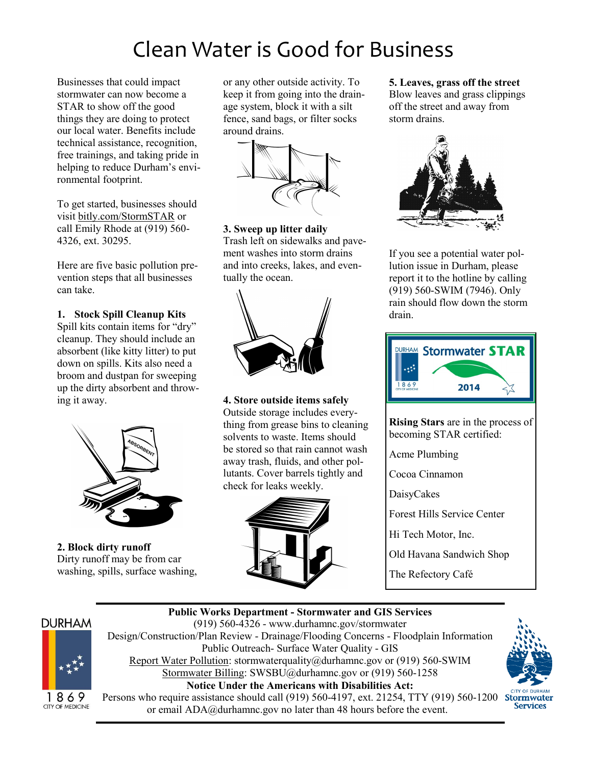# Clean Water is Good for Business

Businesses that could impact stormwater can now become a STAR to show off the good things they are doing to protect our local water. Benefits include technical assistance, recognition, free trainings, and taking pride in helping to reduce Durham's environmental footprint.

To get started, businesses should visit bitly.com/StormSTAR or call Emily Rhode at (919) 560-4326, ext. 30295.

Here are five basic pollution prevention steps that all businesses can take.

**1. Stock Spill Cleanup Kits**
Spill kits contain items for "dry" cleanup. They should include an absorbent (like kitty litter) to put down on spills. Kits also need a broom and dustpan for sweeping up the dirty absorbent and throwing it away.

ABSORBENT

**2. Block dirty runoff**
Dirty runoff may be from car washing, spills, surface washing, or any other outside activity. To keep it from going into the drainage system, block it with a silt fence, sand bags, or filter socks around drains.

**3. Sweep up litter daily**
Trash left on sidewalks and pavement washes into storm drains and into creeks, lakes, and eventually the ocean.

**4. Store outside items safely**
Outside storage includes everything from grease bins to cleaning solvents to waste. Items should be stored so that rain cannot wash away trash, fluids, and other pollutants. Cover barrels tightly and check for leaks weekly.

**5. Leaves, grass off the street**
Blow leaves and grass clippings off the street and away from storm drains.

If you see a potential water pollution issue in Durham, please report it to the hotline by calling (919) 560-SWIM (7946). Only rain should flow down the storm drain.

DURHAM Stormwater STAR
1869 CITY OF MEDICINE
2014

**Rising Stars** are in the process of becoming STAR certified:

Acme Plumbing

Cocoa Cinnamon

DaisyCakes

Forest Hills Service Center

Hi Tech Motor, Inc.

Old Havana Sandwich Shop

The Refectory Café

---

DURHAM
1869
CITY OF MEDICINE

**Public Works Department - Stormwater and GIS Services**
(919) 560-4326 - www.durhamnc.gov/stormwater
Design/Construction/Plan Review - Drainage/Flooding Concerns - Floodplain Information
Public Outreach- Surface Water Quality - GIS
Report Water Pollution: stormwaterquality@durhamnc.gov or (919) 560-SWIM
Stormwater Billing: SWSBU@durhamnc.gov or (919) 560-1258
**Notice Under the Americans with Disabilities Act:**
Persons who require assistance should call (919) 560-4197, ext. 21254, TTY (919) 560-1200 or email ADA@durhamnc.gov no later than 48 hours before the event.

CITY OF DURHAM
Stormwater Services